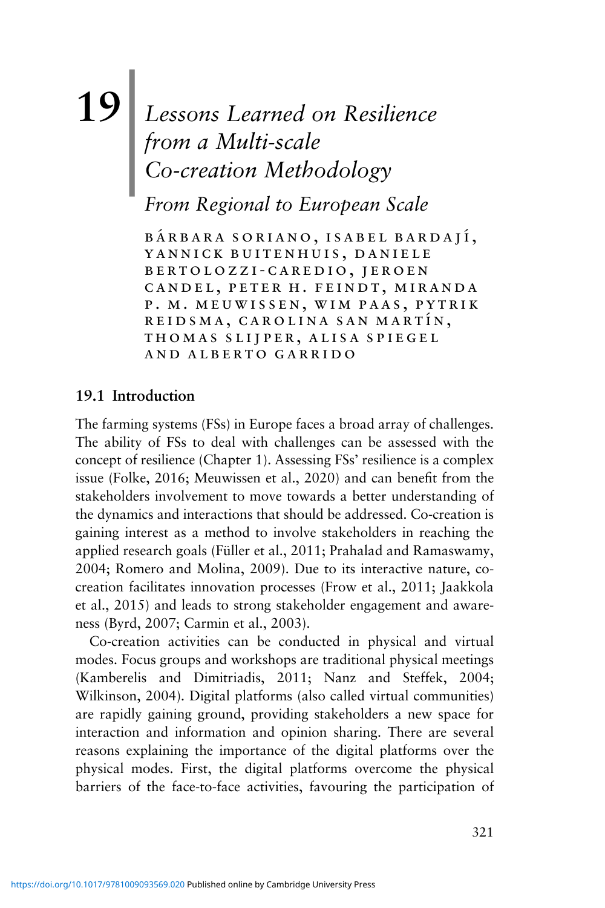# 19 Lessons Learned on Resilience from a Multi-scale Co-creation Methodology

## From Regional to European Scale

BÁRBARA SORIANO, ISABEL BARDAJÍ, YANNICK BUITENHUIS, DANIELE BERTOLOZZI-CAREDIO, JEROEN CANDEL, PETER H. FEINDT, MIRANDA P. M. MEUWISSEN, WIM PAAS, PYTRIK REIDSMA, CAROLINA SAN MARTÍN, THOMAS SLIJPER, ALISA SPIEGEL AND ALBERTO GARRIDO

## 19.1 Introduction

The farming systems (FSs) in Europe faces a broad array of challenges. The ability of FSs to deal with challenges can be assessed with the concept of resilience (Chapter 1). Assessing FSs' resilience is a complex issue (Folke, 2016; Meuwissen et al., 2020) and can benefit from the stakeholders involvement to move towards a better understanding of the dynamics and interactions that should be addressed. Co-creation is gaining interest as a method to involve stakeholders in reaching the applied research goals (Füller et al., 2011; Prahalad and Ramaswamy, 2004; Romero and Molina, 2009). Due to its interactive nature, co-creation facilitates innovation processes (Frow et al., 2011; Jaakkola et al., 2015) and leads to strong stakeholder engagement and awareness (Byrd, 2007; Carmin et al., 2003).

Co-creation activities can be conducted in physical and virtual modes. Focus groups and workshops are traditional physical meetings (Kamberelis and Dimitriadis, 2011; Nanz and Steffek, 2004; Wilkinson, 2004). Digital platforms (also called virtual communities) are rapidly gaining ground, providing stakeholders a new space for interaction and information and opinion sharing. There are several reasons explaining the importance of the digital platforms over the physical modes. First, the digital platforms overcome the physical barriers of the face-to-face activities, favouring the participation of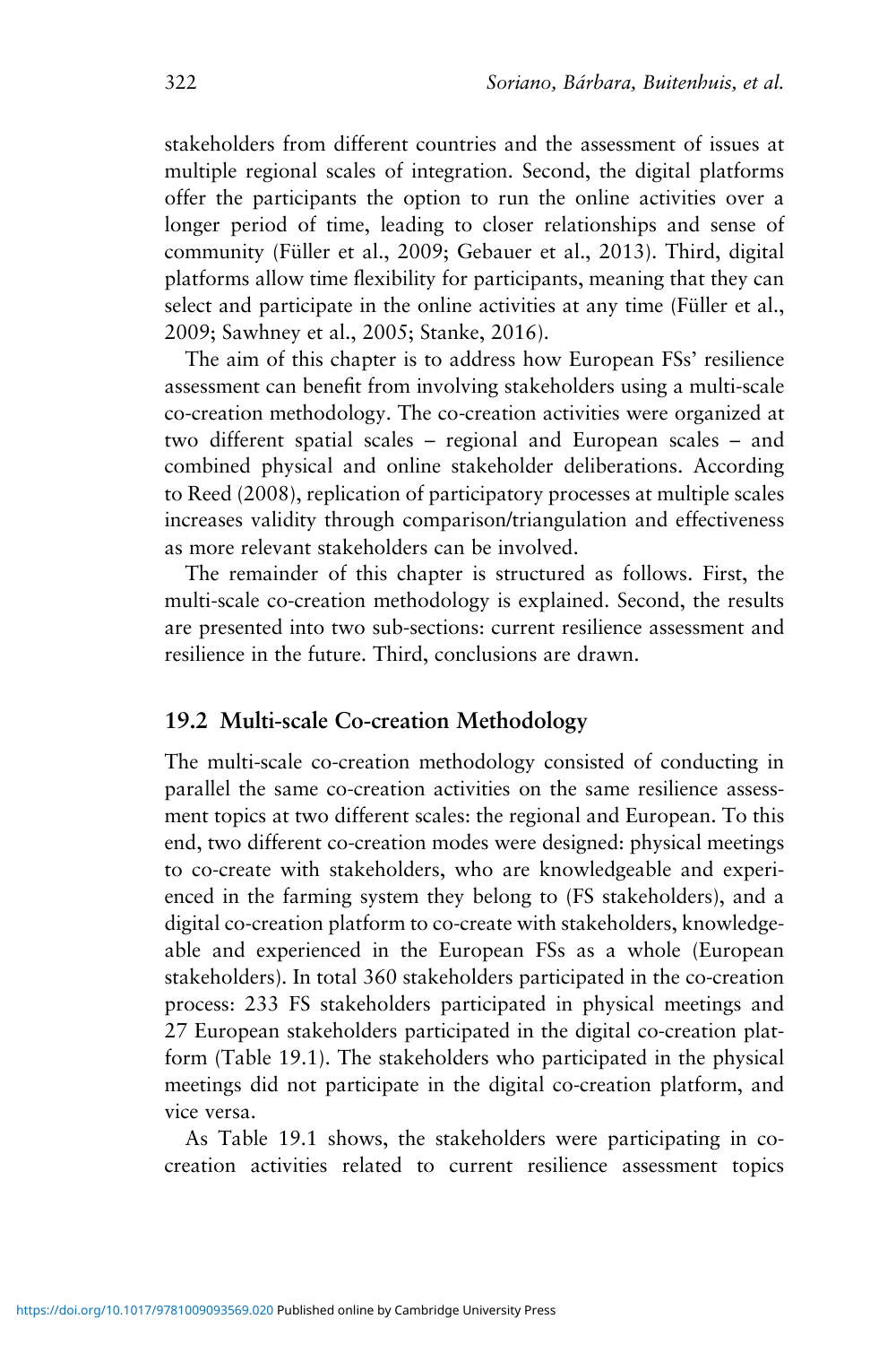stakeholders from different countries and the assessment of issues at multiple regional scales of integration. Second, the digital platforms offer the participants the option to run the online activities over a longer period of time, leading to closer relationships and sense of community (Füller et al., 2009; Gebauer et al., 2013). Third, digital platforms allow time flexibility for participants, meaning that they can select and participate in the online activities at any time (Füller et al., 2009; Sawhney et al., 2005; Stanke, 2016).

The aim of this chapter is to address how European FSs' resilience assessment can benefit from involving stakeholders using a multi-scale co-creation methodology. The co-creation activities were organized at two different spatial scales – regional and European scales – and combined physical and online stakeholder deliberations. According to Reed (2008), replication of participatory processes at multiple scales increases validity through comparison/triangulation and effectiveness as more relevant stakeholders can be involved.

The remainder of this chapter is structured as follows. First, the multi-scale co-creation methodology is explained. Second, the results are presented into two sub-sections: current resilience assessment and resilience in the future. Third, conclusions are drawn.

## 19.2 Multi-scale Co-creation Methodology

The multi-scale co-creation methodology consisted of conducting in parallel the same co-creation activities on the same resilience assessment topics at two different scales: the regional and European. To this end, two different co-creation modes were designed: physical meetings to co-create with stakeholders, who are knowledgeable and experienced in the farming system they belong to (FS stakeholders), and a digital co-creation platform to co-create with stakeholders, knowledgeable and experienced in the European FSs as a whole (European stakeholders). In total 360 stakeholders participated in the co-creation process: 233 FS stakeholders participated in physical meetings and 27 European stakeholders participated in the digital co-creation platform (Table 19.1). The stakeholders who participated in the physical meetings did not participate in the digital co-creation platform, and vice versa.

As Table 19.1 shows, the stakeholders were participating in co-creation activities related to current resilience assessment topics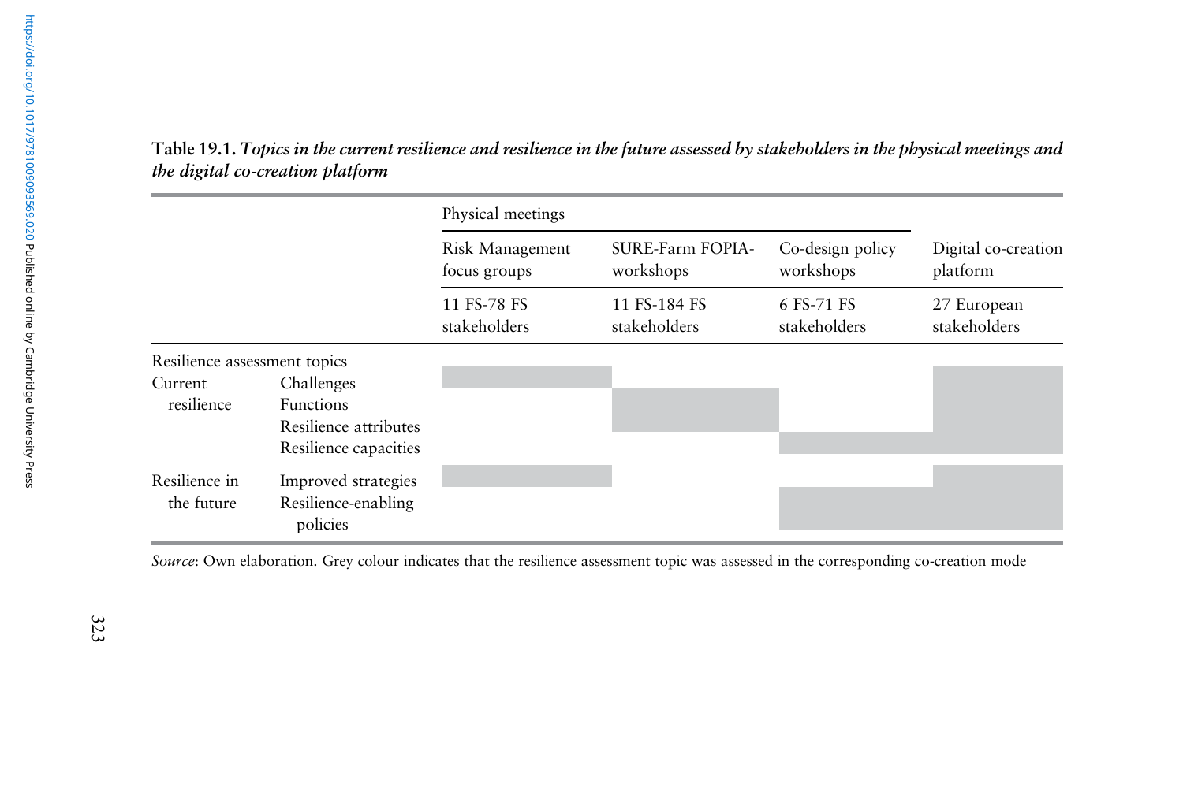**Table 19.1.** *Topics in the current resilience and resilience in the future assessed by stakeholders in the physical meetings and the digital co-creation platform*

| | | Physical meetings | | | |
|---|---|---|---|---|---|
| | | Risk Management focus groups | SURE-Farm FOPIA-workshops | Co-design policy workshops | Digital co-creation platform |
| | | 11 FS-78 FS stakeholders | 11 FS-184 FS stakeholders | 6 FS-71 FS stakeholders | 27 European stakeholders |
| Resilience assessment topics | | | | | |
| Current resilience | Challenges | ■ | | | ■ |
| | Functions | | ■ | | ■ |
| | Resilience attributes | | ■ | | ■ |
| | Resilience capacities | | | ■ | ■ |
| Resilience in the future | Improved strategies | ■ | | | ■ |
| | Resilience-enabling policies | | | ■ | ■ |

*Source*: Own elaboration. Grey colour indicates that the resilience assessment topic was assessed in the corresponding co-creation mode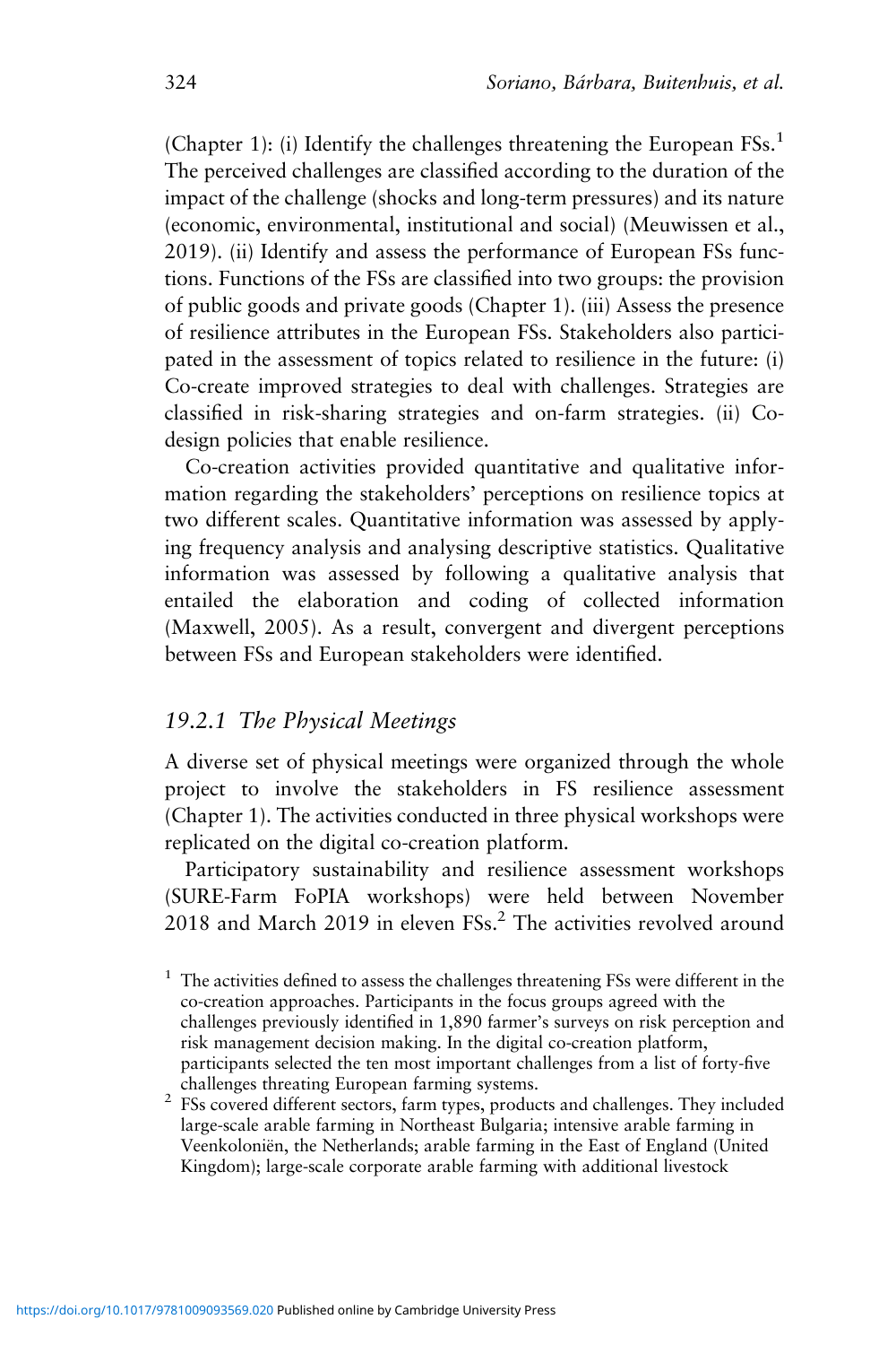(Chapter 1): (i) Identify the challenges threatening the European FSs.[1] The perceived challenges are classified according to the duration of the impact of the challenge (shocks and long-term pressures) and its nature (economic, environmental, institutional and social) (Meuwissen et al., 2019). (ii) Identify and assess the performance of European FSs functions. Functions of the FSs are classified into two groups: the provision of public goods and private goods (Chapter 1). (iii) Assess the presence of resilience attributes in the European FSs. Stakeholders also participated in the assessment of topics related to resilience in the future: (i) Co-create improved strategies to deal with challenges. Strategies are classified in risk-sharing strategies and on-farm strategies. (ii) Co-design policies that enable resilience.

Co-creation activities provided quantitative and qualitative information regarding the stakeholders' perceptions on resilience topics at two different scales. Quantitative information was assessed by applying frequency analysis and analysing descriptive statistics. Qualitative information was assessed by following a qualitative analysis that entailed the elaboration and coding of collected information (Maxwell, 2005). As a result, convergent and divergent perceptions between FSs and European stakeholders were identified.

### *19.2.1 The Physical Meetings*

A diverse set of physical meetings were organized through the whole project to involve the stakeholders in FS resilience assessment (Chapter 1). The activities conducted in three physical workshops were replicated on the digital co-creation platform.

Participatory sustainability and resilience assessment workshops (SURE-Farm FoPIA workshops) were held between November 2018 and March 2019 in eleven FSs.[2] The activities revolved around

[1] The activities defined to assess the challenges threatening FSs were different in the co-creation approaches. Participants in the focus groups agreed with the challenges previously identified in 1,890 farmer's surveys on risk perception and risk management decision making. In the digital co-creation platform, participants selected the ten most important challenges from a list of forty-five challenges threating European farming systems.

[2] FSs covered different sectors, farm types, products and challenges. They included large-scale arable farming in Northeast Bulgaria; intensive arable farming in Veenkoloniën, the Netherlands; arable farming in the East of England (United Kingdom); large-scale corporate arable farming with additional livestock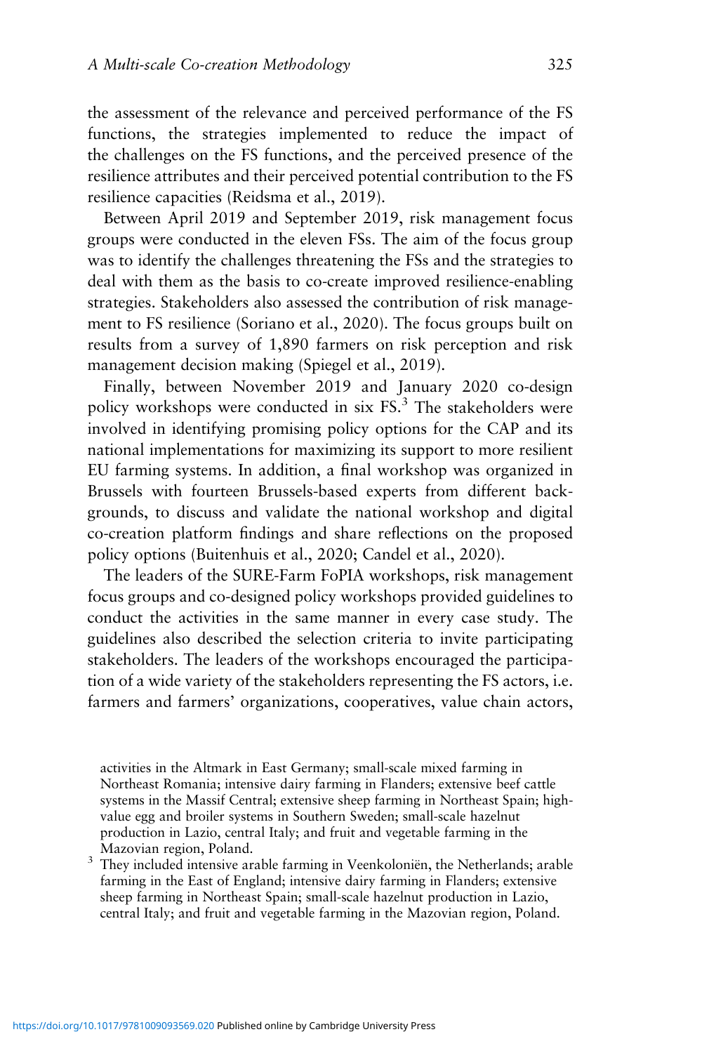the assessment of the relevance and perceived performance of the FS functions, the strategies implemented to reduce the impact of the challenges on the FS functions, and the perceived presence of the resilience attributes and their perceived potential contribution to the FS resilience capacities (Reidsma et al., 2019).

Between April 2019 and September 2019, risk management focus groups were conducted in the eleven FSs. The aim of the focus group was to identify the challenges threatening the FSs and the strategies to deal with them as the basis to co-create improved resilience-enabling strategies. Stakeholders also assessed the contribution of risk management to FS resilience (Soriano et al., 2020). The focus groups built on results from a survey of 1,890 farmers on risk perception and risk management decision making (Spiegel et al., 2019).

Finally, between November 2019 and January 2020 co-design policy workshops were conducted in six FS.[3] The stakeholders were involved in identifying promising policy options for the CAP and its national implementations for maximizing its support to more resilient EU farming systems. In addition, a final workshop was organized in Brussels with fourteen Brussels-based experts from different backgrounds, to discuss and validate the national workshop and digital co-creation platform findings and share reflections on the proposed policy options (Buitenhuis et al., 2020; Candel et al., 2020).

The leaders of the SURE-Farm FoPIA workshops, risk management focus groups and co-designed policy workshops provided guidelines to conduct the activities in the same manner in every case study. The guidelines also described the selection criteria to invite participating stakeholders. The leaders of the workshops encouraged the participation of a wide variety of the stakeholders representing the FS actors, i.e. farmers and farmers' organizations, cooperatives, value chain actors,

activities in the Altmark in East Germany; small-scale mixed farming in Northeast Romania; intensive dairy farming in Flanders; extensive beef cattle systems in the Massif Central; extensive sheep farming in Northeast Spain; high-value egg and broiler systems in Southern Sweden; small-scale hazelnut production in Lazio, central Italy; and fruit and vegetable farming in the Mazovian region, Poland.

[3] They included intensive arable farming in Veenkoloniën, the Netherlands; arable farming in the East of England; intensive dairy farming in Flanders; extensive sheep farming in Northeast Spain; small-scale hazelnut production in Lazio, central Italy; and fruit and vegetable farming in the Mazovian region, Poland.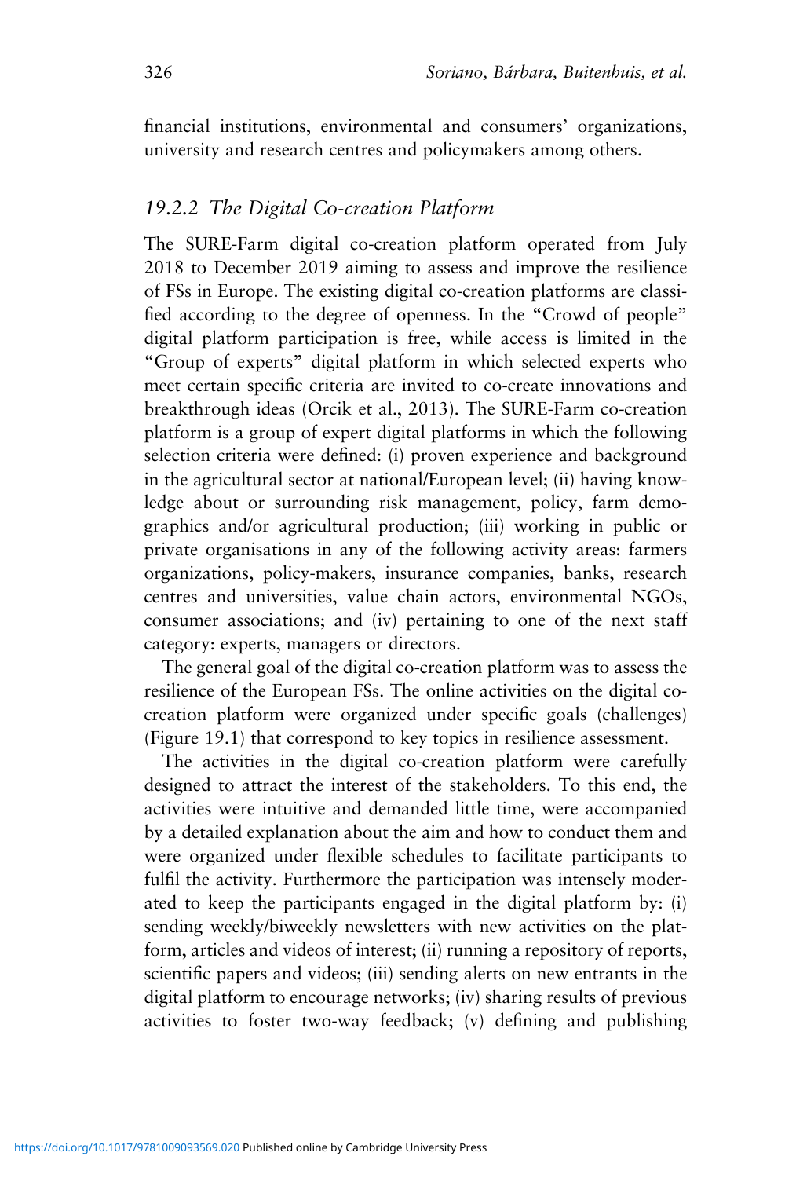financial institutions, environmental and consumers' organizations, university and research centres and policymakers among others.

### *19.2.2 The Digital Co-creation Platform*

The SURE-Farm digital co-creation platform operated from July 2018 to December 2019 aiming to assess and improve the resilience of FSs in Europe. The existing digital co-creation platforms are classified according to the degree of openness. In the "Crowd of people" digital platform participation is free, while access is limited in the "Group of experts" digital platform in which selected experts who meet certain specific criteria are invited to co-create innovations and breakthrough ideas (Orcik et al., 2013). The SURE-Farm co-creation platform is a group of expert digital platforms in which the following selection criteria were defined: (i) proven experience and background in the agricultural sector at national/European level; (ii) having knowledge about or surrounding risk management, policy, farm demographics and/or agricultural production; (iii) working in public or private organisations in any of the following activity areas: farmers organizations, policy-makers, insurance companies, banks, research centres and universities, value chain actors, environmental NGOs, consumer associations; and (iv) pertaining to one of the next staff category: experts, managers or directors.

The general goal of the digital co-creation platform was to assess the resilience of the European FSs. The online activities on the digital co-creation platform were organized under specific goals (challenges) (Figure 19.1) that correspond to key topics in resilience assessment.

The activities in the digital co-creation platform were carefully designed to attract the interest of the stakeholders. To this end, the activities were intuitive and demanded little time, were accompanied by a detailed explanation about the aim and how to conduct them and were organized under flexible schedules to facilitate participants to fulfil the activity. Furthermore the participation was intensely moderated to keep the participants engaged in the digital platform by: (i) sending weekly/biweekly newsletters with new activities on the platform, articles and videos of interest; (ii) running a repository of reports, scientific papers and videos; (iii) sending alerts on new entrants in the digital platform to encourage networks; (iv) sharing results of previous activities to foster two-way feedback; (v) defining and publishing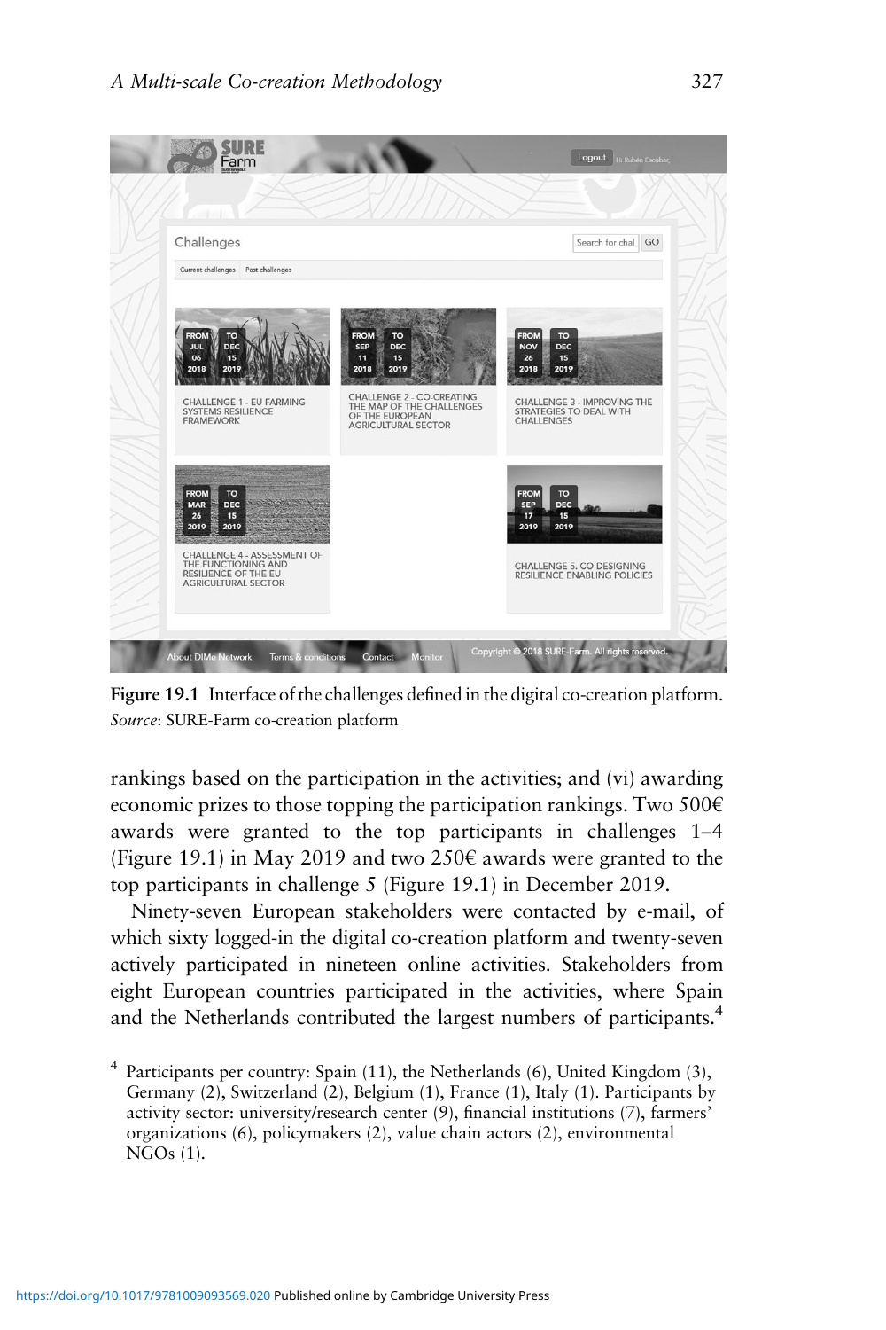Figure 19.1 Interface of the challenges defined in the digital co-creation platform.
*Source*: SURE-Farm co-creation platform

rankings based on the participation in the activities; and (vi) awarding economic prizes to those topping the participation rankings. Two 500€ awards were granted to the top participants in challenges 1–4 (Figure 19.1) in May 2019 and two 250€ awards were granted to the top participants in challenge 5 (Figure 19.1) in December 2019.

Ninety-seven European stakeholders were contacted by e-mail, of which sixty logged-in the digital co-creation platform and twenty-seven actively participated in nineteen online activities. Stakeholders from eight European countries participated in the activities, where Spain and the Netherlands contributed the largest numbers of participants.[4]

[4] Participants per country: Spain (11), the Netherlands (6), United Kingdom (3), Germany (2), Switzerland (2), Belgium (1), France (1), Italy (1). Participants by activity sector: university/research center (9), financial institutions (7), farmers' organizations (6), policymakers (2), value chain actors (2), environmental NGOs (1).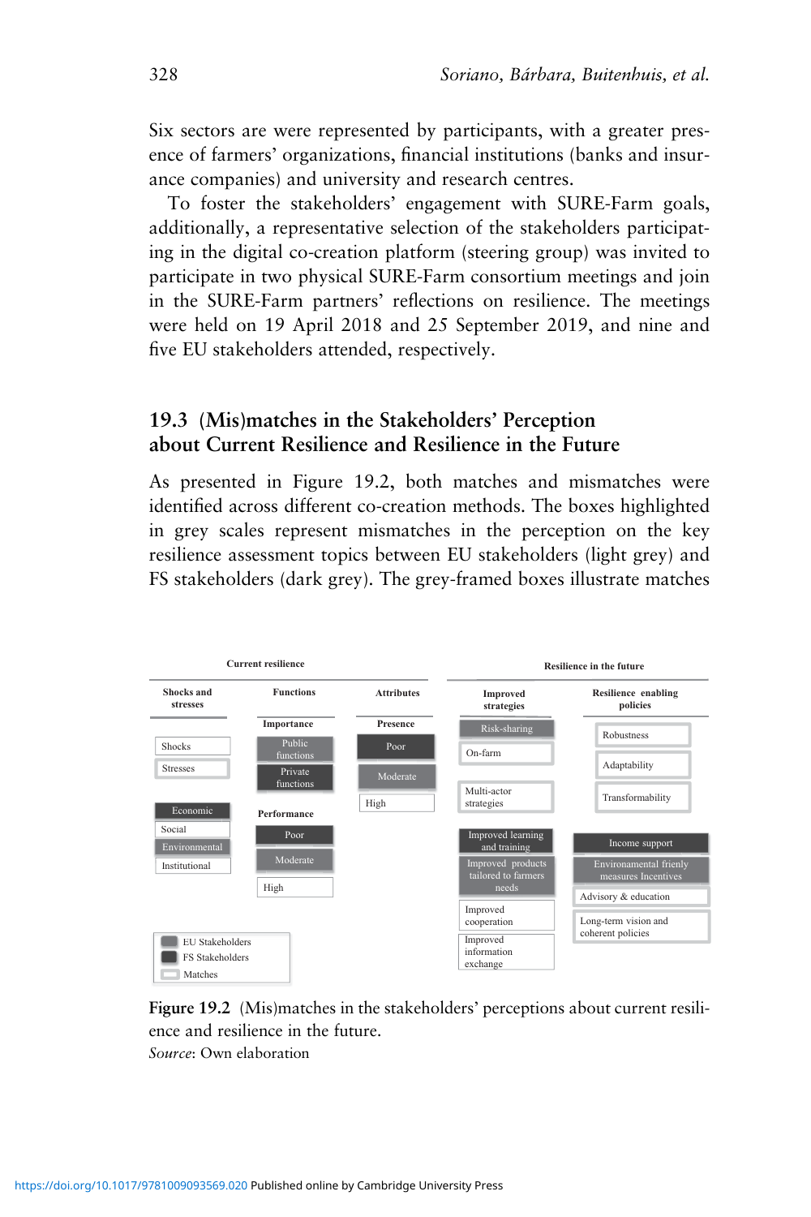Six sectors are were represented by participants, with a greater presence of farmers' organizations, financial institutions (banks and insurance companies) and university and research centres.

To foster the stakeholders' engagement with SURE-Farm goals, additionally, a representative selection of the stakeholders participating in the digital co-creation platform (steering group) was invited to participate in two physical SURE-Farm consortium meetings and join in the SURE-Farm partners' reflections on resilience. The meetings were held on 19 April 2018 and 25 September 2019, and nine and five EU stakeholders attended, respectively.

## 19.3 (Mis)matches in the Stakeholders' Perception about Current Resilience and Resilience in the Future

As presented in Figure 19.2, both matches and mismatches were identified across different co-creation methods. The boxes highlighted in grey scales represent mismatches in the perception on the key resilience assessment topics between EU stakeholders (light grey) and FS stakeholders (dark grey). The grey-framed boxes illustrate matches

**Current resilience**

| Shocks and stresses | Functions | Attributes |
| --- | --- | --- |
| Shocks | **Importance** | **Presence** |
| Stresses | Public functions | Poor |
| Economic | Private functions | Moderate |
| Social | **Performance** | High |
| Environmental | Poor | |
| Institutional | Moderate | |
| | High | |

**Resilience in the future**

| Improved strategies | Resilience enabling policies |
| --- | --- |
| Risk-sharing | Robustness |
| On-farm | Adaptability |
| Multi-actor strategies | Transformability |
| Improved learning and training | Income support |
| Improved products tailored to farmers needs | Environmental frienly measures Incentives |
| Improved cooperation | Advisory & education |
| Improved information exchange | Long-term vision and coherent policies |

Legend: EU Stakeholders; FS Stakeholders; Matches

**Figure 19.2** (Mis)matches in the stakeholders' perceptions about current resilience and resilience in the future.
*Source*: Own elaboration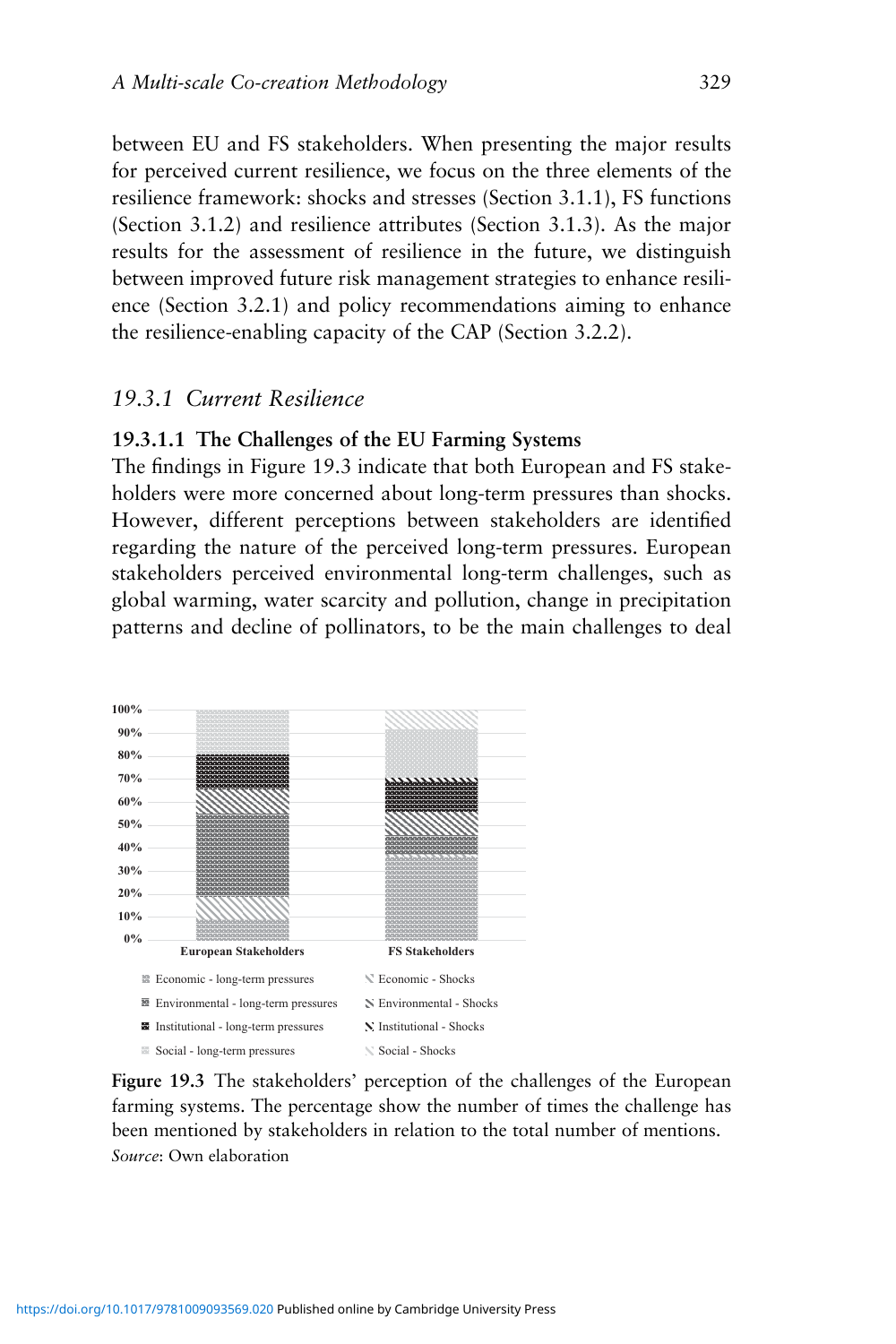between EU and FS stakeholders. When presenting the major results for perceived current resilience, we focus on the three elements of the resilience framework: shocks and stresses (Section 3.1.1), FS functions (Section 3.1.2) and resilience attributes (Section 3.1.3). As the major results for the assessment of resilience in the future, we distinguish between improved future risk management strategies to enhance resilience (Section 3.2.1) and policy recommendations aiming to enhance the resilience-enabling capacity of the CAP (Section 3.2.2).

### *19.3.1 Current Resilience*

#### 19.3.1.1 The Challenges of the EU Farming Systems

The findings in Figure 19.3 indicate that both European and FS stakeholders were more concerned about long-term pressures than shocks. However, different perceptions between stakeholders are identified regarding the nature of the perceived long-term pressures. European stakeholders perceived environmental long-term challenges, such as global warming, water scarcity and pollution, change in precipitation patterns and decline of pollinators, to be the main challenges to deal

100%
90%
80%
70%
60%
50%
40%
30%
20%
10%
0%

European Stakeholders FS Stakeholders

Economic - long-term pressures
Economic - Shocks
Environmental - long-term pressures
Environmental - Shocks
Institutional - long-term pressures
Institutional - Shocks
Social - long-term pressures
Social - Shocks

**Figure 19.3** The stakeholders' perception of the challenges of the European farming systems. The percentage show the number of times the challenge has been mentioned by stakeholders in relation to the total number of mentions.
*Source*: Own elaboration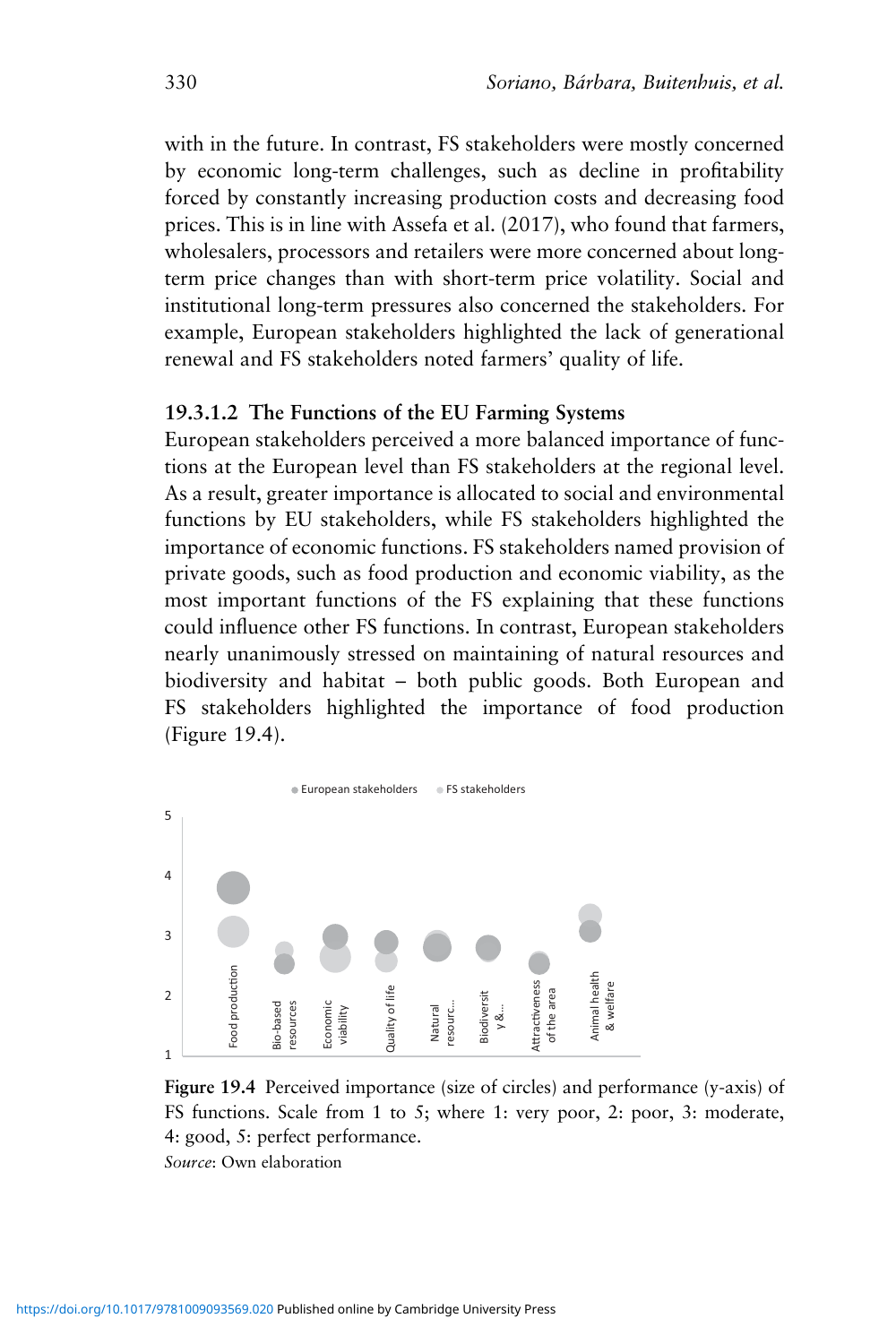with in the future. In contrast, FS stakeholders were mostly concerned by economic long-term challenges, such as decline in profitability forced by constantly increasing production costs and decreasing food prices. This is in line with Assefa et al. (2017), who found that farmers, wholesalers, processors and retailers were more concerned about long-term price changes than with short-term price volatility. Social and institutional long-term pressures also concerned the stakeholders. For example, European stakeholders highlighted the lack of generational renewal and FS stakeholders noted farmers' quality of life.

#### 19.3.1.2 The Functions of the EU Farming Systems

European stakeholders perceived a more balanced importance of functions at the European level than FS stakeholders at the regional level. As a result, greater importance is allocated to social and environmental functions by EU stakeholders, while FS stakeholders highlighted the importance of economic functions. FS stakeholders named provision of private goods, such as food production and economic viability, as the most important functions of the FS explaining that these functions could influence other FS functions. In contrast, European stakeholders nearly unanimously stressed on maintaining of natural resources and biodiversity and habitat – both public goods. Both European and FS stakeholders highlighted the importance of food production (Figure 19.4).

**Figure 19.4** Perceived importance (size of circles) and performance (y-axis) of FS functions. Scale from 1 to 5; where 1: very poor, 2: poor, 3: moderate, 4: good, 5: perfect performance.
*Source*: Own elaboration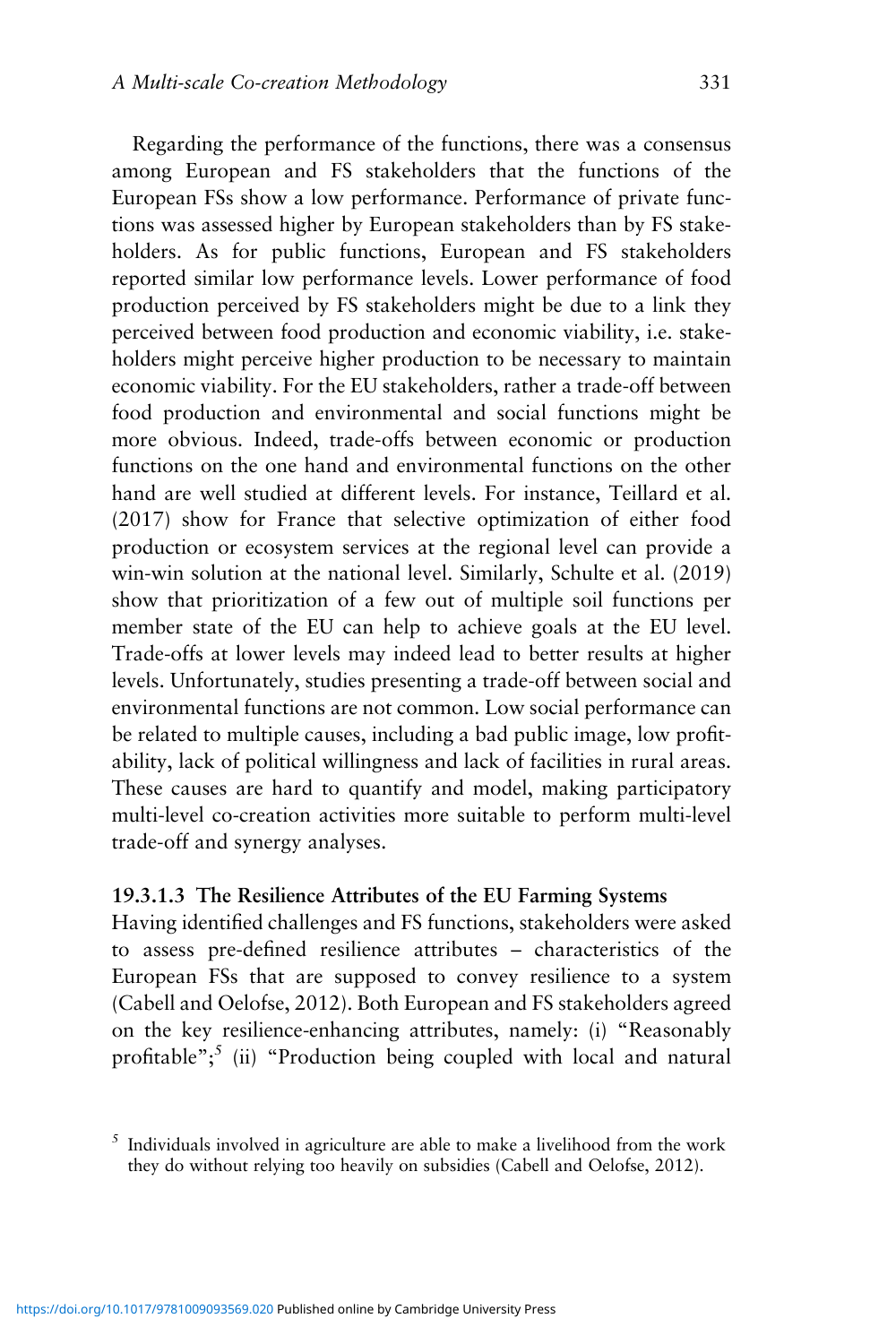Regarding the performance of the functions, there was a consensus among European and FS stakeholders that the functions of the European FSs show a low performance. Performance of private functions was assessed higher by European stakeholders than by FS stakeholders. As for public functions, European and FS stakeholders reported similar low performance levels. Lower performance of food production perceived by FS stakeholders might be due to a link they perceived between food production and economic viability, i.e. stakeholders might perceive higher production to be necessary to maintain economic viability. For the EU stakeholders, rather a trade-off between food production and environmental and social functions might be more obvious. Indeed, trade-offs between economic or production functions on the one hand and environmental functions on the other hand are well studied at different levels. For instance, Teillard et al. (2017) show for France that selective optimization of either food production or ecosystem services at the regional level can provide a win-win solution at the national level. Similarly, Schulte et al. (2019) show that prioritization of a few out of multiple soil functions per member state of the EU can help to achieve goals at the EU level. Trade-offs at lower levels may indeed lead to better results at higher levels. Unfortunately, studies presenting a trade-off between social and environmental functions are not common. Low social performance can be related to multiple causes, including a bad public image, low profitability, lack of political willingness and lack of facilities in rural areas. These causes are hard to quantify and model, making participatory multi-level co-creation activities more suitable to perform multi-level trade-off and synergy analyses.

#### 19.3.1.3 The Resilience Attributes of the EU Farming Systems

Having identified challenges and FS functions, stakeholders were asked to assess pre-defined resilience attributes – characteristics of the European FSs that are supposed to convey resilience to a system (Cabell and Oelofse, 2012). Both European and FS stakeholders agreed on the key resilience-enhancing attributes, namely: (i) "Reasonably profitable";[5] (ii) "Production being coupled with local and natural

[5] Individuals involved in agriculture are able to make a livelihood from the work they do without relying too heavily on subsidies (Cabell and Oelofse, 2012).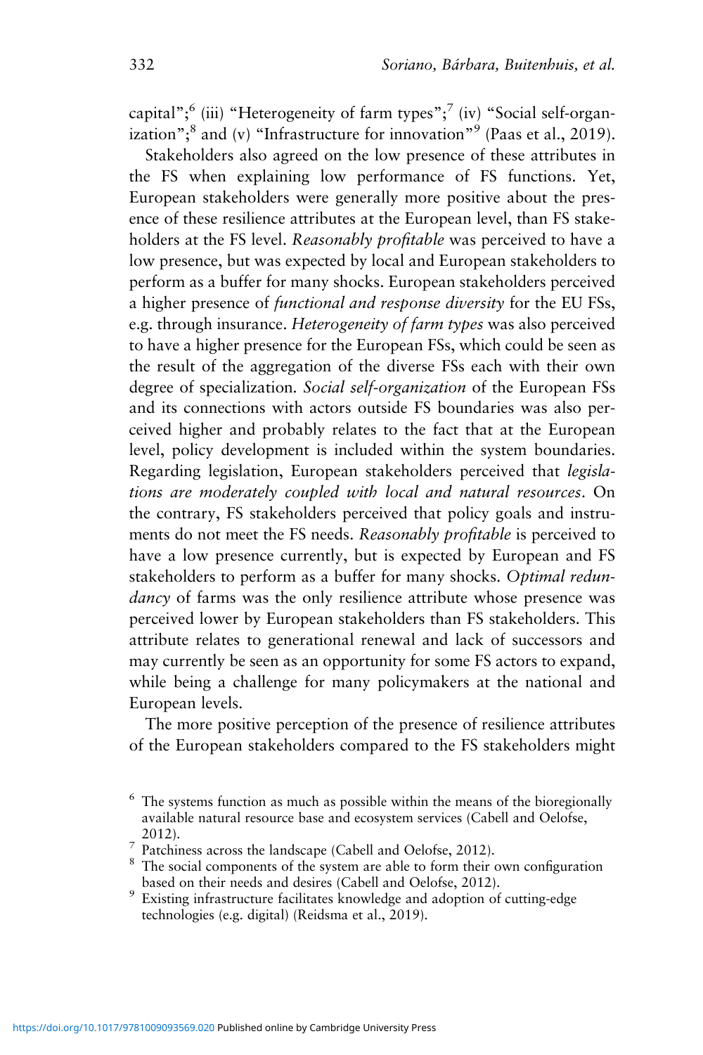capital";[6] (iii) "Heterogeneity of farm types";[7] (iv) "Social self-organization";[8] and (v) "Infrastructure for innovation"[9] (Paas et al., 2019).

Stakeholders also agreed on the low presence of these attributes in the FS when explaining low performance of FS functions. Yet, European stakeholders were generally more positive about the presence of these resilience attributes at the European level, than FS stakeholders at the FS level. *Reasonably profitable* was perceived to have a low presence, but was expected by local and European stakeholders to perform as a buffer for many shocks. European stakeholders perceived a higher presence of *functional and response diversity* for the EU FSs, e.g. through insurance. *Heterogeneity of farm types* was also perceived to have a higher presence for the European FSs, which could be seen as the result of the aggregation of the diverse FSs each with their own degree of specialization. *Social self-organization* of the European FSs and its connections with actors outside FS boundaries was also perceived higher and probably relates to the fact that at the European level, policy development is included within the system boundaries. Regarding legislation, European stakeholders perceived that *legislations are moderately coupled with local and natural resources*. On the contrary, FS stakeholders perceived that policy goals and instruments do not meet the FS needs. *Reasonably profitable* is perceived to have a low presence currently, but is expected by European and FS stakeholders to perform as a buffer for many shocks. *Optimal redundancy* of farms was the only resilience attribute whose presence was perceived lower by European stakeholders than FS stakeholders. This attribute relates to generational renewal and lack of successors and may currently be seen as an opportunity for some FS actors to expand, while being a challenge for many policymakers at the national and European levels.

The more positive perception of the presence of resilience attributes of the European stakeholders compared to the FS stakeholders might

[6] The systems function as much as possible within the means of the bioregionally available natural resource base and ecosystem services (Cabell and Oelofse, 2012).

[7] Patchiness across the landscape (Cabell and Oelofse, 2012).

[8] The social components of the system are able to form their own configuration based on their needs and desires (Cabell and Oelofse, 2012).

[9] Existing infrastructure facilitates knowledge and adoption of cutting-edge technologies (e.g. digital) (Reidsma et al., 2019).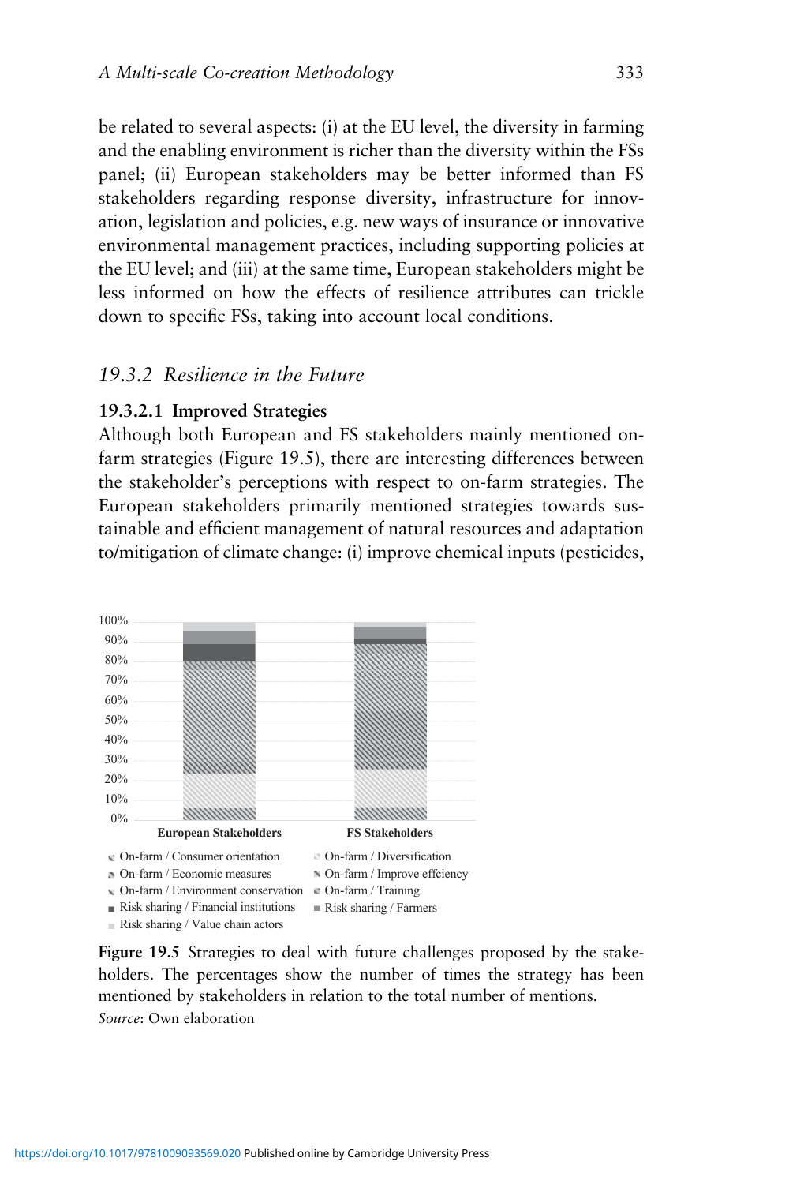be related to several aspects: (i) at the EU level, the diversity in farming and the enabling environment is richer than the diversity within the FSs panel; (ii) European stakeholders may be better informed than FS stakeholders regarding response diversity, infrastructure for innovation, legislation and policies, e.g. new ways of insurance or innovative environmental management practices, including supporting policies at the EU level; and (iii) at the same time, European stakeholders might be less informed on how the effects of resilience attributes can trickle down to specific FSs, taking into account local conditions.

### *19.3.2 Resilience in the Future*

#### 19.3.2.1 Improved Strategies

Although both European and FS stakeholders mainly mentioned on-farm strategies (Figure 19.5), there are interesting differences between the stakeholder's perceptions with respect to on-farm strategies. The European stakeholders primarily mentioned strategies towards sustainable and efficient management of natural resources and adaptation to/mitigation of climate change: (i) improve chemical inputs (pesticides,

**Figure 19.5** Strategies to deal with future challenges proposed by the stakeholders. The percentages show the number of times the strategy has been mentioned by stakeholders in relation to the total number of mentions.
*Source*: Own elaboration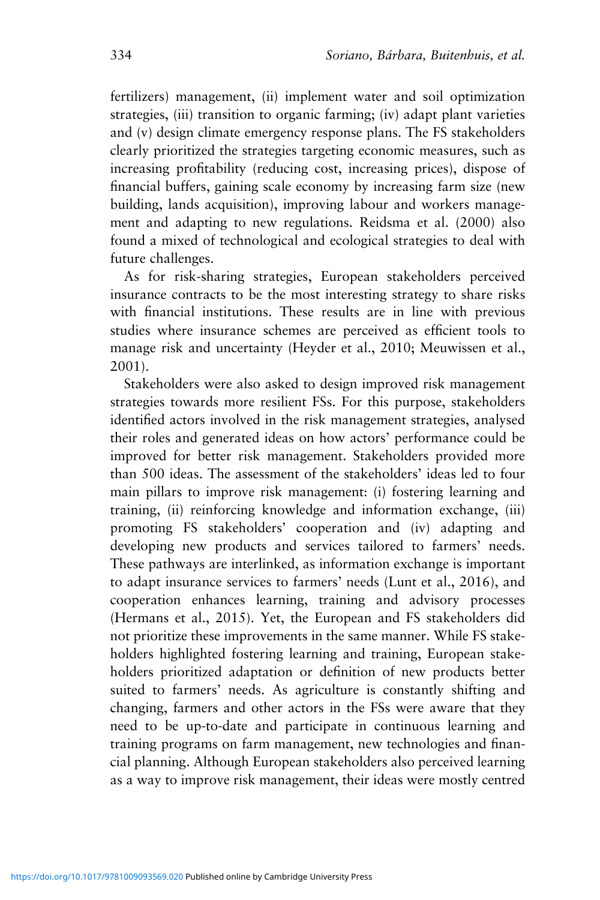fertilizers) management, (ii) implement water and soil optimization strategies, (iii) transition to organic farming; (iv) adapt plant varieties and (v) design climate emergency response plans. The FS stakeholders clearly prioritized the strategies targeting economic measures, such as increasing profitability (reducing cost, increasing prices), dispose of financial buffers, gaining scale economy by increasing farm size (new building, lands acquisition), improving labour and workers management and adapting to new regulations. Reidsma et al. (2000) also found a mixed of technological and ecological strategies to deal with future challenges.

As for risk-sharing strategies, European stakeholders perceived insurance contracts to be the most interesting strategy to share risks with financial institutions. These results are in line with previous studies where insurance schemes are perceived as efficient tools to manage risk and uncertainty (Heyder et al., 2010; Meuwissen et al., 2001).

Stakeholders were also asked to design improved risk management strategies towards more resilient FSs. For this purpose, stakeholders identified actors involved in the risk management strategies, analysed their roles and generated ideas on how actors' performance could be improved for better risk management. Stakeholders provided more than 500 ideas. The assessment of the stakeholders' ideas led to four main pillars to improve risk management: (i) fostering learning and training, (ii) reinforcing knowledge and information exchange, (iii) promoting FS stakeholders' cooperation and (iv) adapting and developing new products and services tailored to farmers' needs. These pathways are interlinked, as information exchange is important to adapt insurance services to farmers' needs (Lunt et al., 2016), and cooperation enhances learning, training and advisory processes (Hermans et al., 2015). Yet, the European and FS stakeholders did not prioritize these improvements in the same manner. While FS stakeholders highlighted fostering learning and training, European stakeholders prioritized adaptation or definition of new products better suited to farmers' needs. As agriculture is constantly shifting and changing, farmers and other actors in the FSs were aware that they need to be up-to-date and participate in continuous learning and training programs on farm management, new technologies and financial planning. Although European stakeholders also perceived learning as a way to improve risk management, their ideas were mostly centred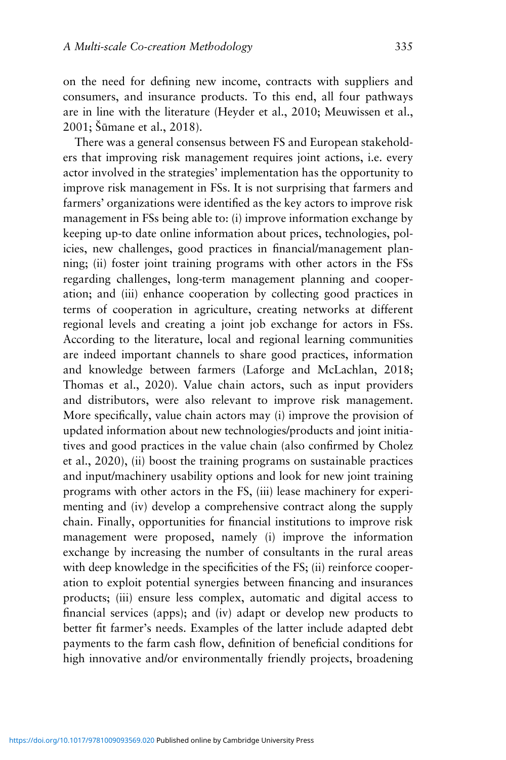on the need for defining new income, contracts with suppliers and consumers, and insurance products. To this end, all four pathways are in line with the literature (Heyder et al., 2010; Meuwissen et al., 2001; Šūmane et al., 2018).

There was a general consensus between FS and European stakeholders that improving risk management requires joint actions, i.e. every actor involved in the strategies' implementation has the opportunity to improve risk management in FSs. It is not surprising that farmers and farmers' organizations were identified as the key actors to improve risk management in FSs being able to: (i) improve information exchange by keeping up-to date online information about prices, technologies, policies, new challenges, good practices in financial/management planning; (ii) foster joint training programs with other actors in the FSs regarding challenges, long-term management planning and cooperation; and (iii) enhance cooperation by collecting good practices in terms of cooperation in agriculture, creating networks at different regional levels and creating a joint job exchange for actors in FSs. According to the literature, local and regional learning communities are indeed important channels to share good practices, information and knowledge between farmers (Laforge and McLachlan, 2018; Thomas et al., 2020). Value chain actors, such as input providers and distributors, were also relevant to improve risk management. More specifically, value chain actors may (i) improve the provision of updated information about new technologies/products and joint initiatives and good practices in the value chain (also confirmed by Cholez et al., 2020), (ii) boost the training programs on sustainable practices and input/machinery usability options and look for new joint training programs with other actors in the FS, (iii) lease machinery for experimenting and (iv) develop a comprehensive contract along the supply chain. Finally, opportunities for financial institutions to improve risk management were proposed, namely (i) improve the information exchange by increasing the number of consultants in the rural areas with deep knowledge in the specificities of the FS; (ii) reinforce cooperation to exploit potential synergies between financing and insurances products; (iii) ensure less complex, automatic and digital access to financial services (apps); and (iv) adapt or develop new products to better fit farmer's needs. Examples of the latter include adapted debt payments to the farm cash flow, definition of beneficial conditions for high innovative and/or environmentally friendly projects, broadening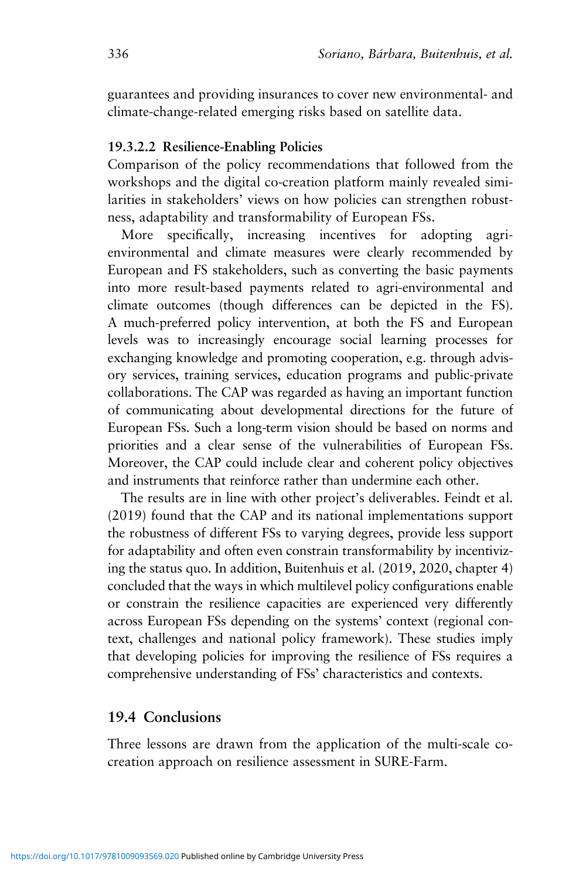guarantees and providing insurances to cover new environmental- and climate-change-related emerging risks based on satellite data.

#### 19.3.2.2 Resilience-Enabling Policies

Comparison of the policy recommendations that followed from the workshops and the digital co-creation platform mainly revealed similarities in stakeholders' views on how policies can strengthen robustness, adaptability and transformability of European FSs.

More specifically, increasing incentives for adopting agri-environmental and climate measures were clearly recommended by European and FS stakeholders, such as converting the basic payments into more result-based payments related to agri-environmental and climate outcomes (though differences can be depicted in the FS). A much-preferred policy intervention, at both the FS and European levels was to increasingly encourage social learning processes for exchanging knowledge and promoting cooperation, e.g. through advisory services, training services, education programs and public-private collaborations. The CAP was regarded as having an important function of communicating about developmental directions for the future of European FSs. Such a long-term vision should be based on norms and priorities and a clear sense of the vulnerabilities of European FSs. Moreover, the CAP could include clear and coherent policy objectives and instruments that reinforce rather than undermine each other.

The results are in line with other project's deliverables. Feindt et al. (2019) found that the CAP and its national implementations support the robustness of different FSs to varying degrees, provide less support for adaptability and often even constrain transformability by incentivizing the status quo. In addition, Buitenhuis et al. (2019, 2020, chapter 4) concluded that the ways in which multilevel policy configurations enable or constrain the resilience capacities are experienced very differently across European FSs depending on the systems' context (regional context, challenges and national policy framework). These studies imply that developing policies for improving the resilience of FSs requires a comprehensive understanding of FSs' characteristics and contexts.

## 19.4 Conclusions

Three lessons are drawn from the application of the multi-scale co-creation approach on resilience assessment in SURE-Farm.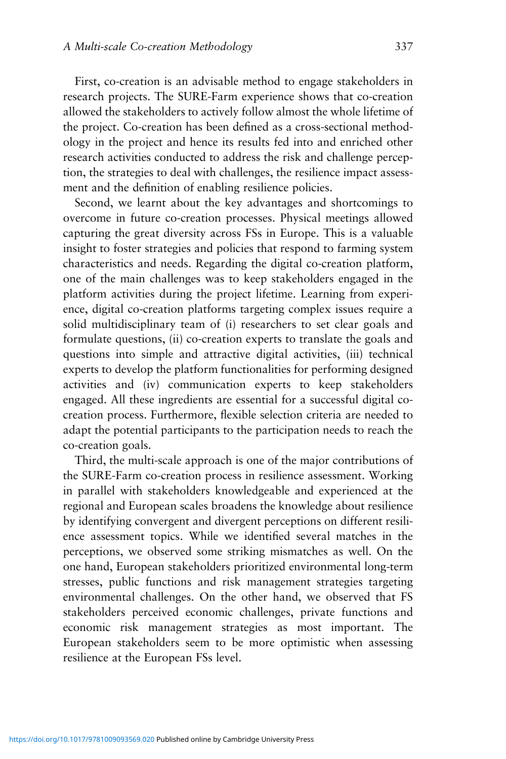First, co-creation is an advisable method to engage stakeholders in research projects. The SURE-Farm experience shows that co-creation allowed the stakeholders to actively follow almost the whole lifetime of the project. Co-creation has been defined as a cross-sectional methodology in the project and hence its results fed into and enriched other research activities conducted to address the risk and challenge perception, the strategies to deal with challenges, the resilience impact assessment and the definition of enabling resilience policies.

Second, we learnt about the key advantages and shortcomings to overcome in future co-creation processes. Physical meetings allowed capturing the great diversity across FSs in Europe. This is a valuable insight to foster strategies and policies that respond to farming system characteristics and needs. Regarding the digital co-creation platform, one of the main challenges was to keep stakeholders engaged in the platform activities during the project lifetime. Learning from experience, digital co-creation platforms targeting complex issues require a solid multidisciplinary team of (i) researchers to set clear goals and formulate questions, (ii) co-creation experts to translate the goals and questions into simple and attractive digital activities, (iii) technical experts to develop the platform functionalities for performing designed activities and (iv) communication experts to keep stakeholders engaged. All these ingredients are essential for a successful digital co-creation process. Furthermore, flexible selection criteria are needed to adapt the potential participants to the participation needs to reach the co-creation goals.

Third, the multi-scale approach is one of the major contributions of the SURE-Farm co-creation process in resilience assessment. Working in parallel with stakeholders knowledgeable and experienced at the regional and European scales broadens the knowledge about resilience by identifying convergent and divergent perceptions on different resilience assessment topics. While we identified several matches in the perceptions, we observed some striking mismatches as well. On the one hand, European stakeholders prioritized environmental long-term stresses, public functions and risk management strategies targeting environmental challenges. On the other hand, we observed that FS stakeholders perceived economic challenges, private functions and economic risk management strategies as most important. The European stakeholders seem to be more optimistic when assessing resilience at the European FSs level.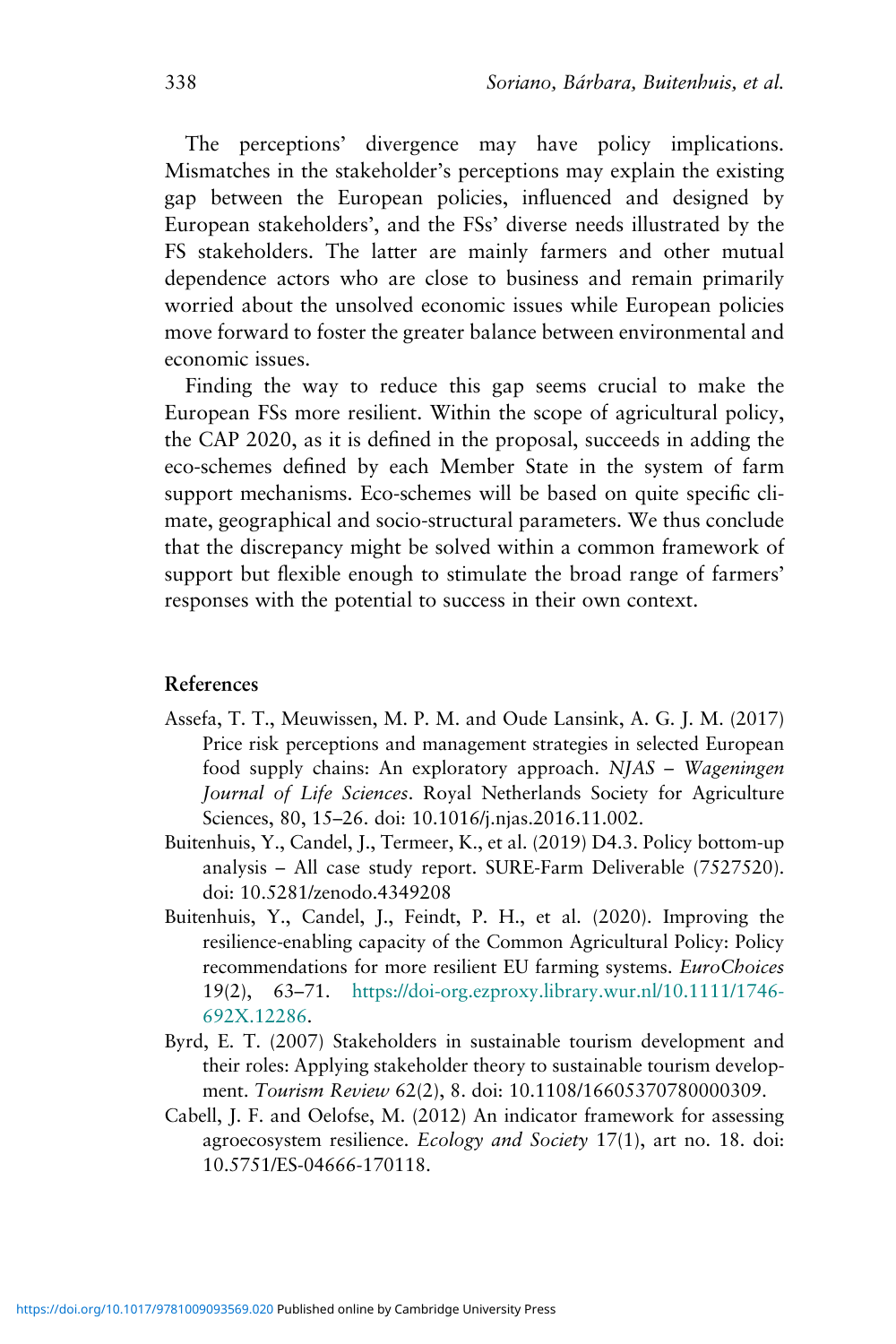The perceptions' divergence may have policy implications. Mismatches in the stakeholder's perceptions may explain the existing gap between the European policies, influenced and designed by European stakeholders', and the FSs' diverse needs illustrated by the FS stakeholders. The latter are mainly farmers and other mutual dependence actors who are close to business and remain primarily worried about the unsolved economic issues while European policies move forward to foster the greater balance between environmental and economic issues.

Finding the way to reduce this gap seems crucial to make the European FSs more resilient. Within the scope of agricultural policy, the CAP 2020, as it is defined in the proposal, succeeds in adding the eco-schemes defined by each Member State in the system of farm support mechanisms. Eco-schemes will be based on quite specific climate, geographical and socio-structural parameters. We thus conclude that the discrepancy might be solved within a common framework of support but flexible enough to stimulate the broad range of farmers' responses with the potential to success in their own context.

## References

- Assefa, T. T., Meuwissen, M. P. M. and Oude Lansink, A. G. J. M. (2017) Price risk perceptions and management strategies in selected European food supply chains: An exploratory approach. *NJAS – Wageningen Journal of Life Sciences*. Royal Netherlands Society for Agriculture Sciences, 80, 15–26. doi: 10.1016/j.njas.2016.11.002.
- Buitenhuis, Y., Candel, J., Termeer, K., et al. (2019) D4.3. Policy bottom-up analysis – All case study report. SURE-Farm Deliverable (7527520). doi: 10.5281/zenodo.4349208
- Buitenhuis, Y., Candel, J., Feindt, P. H., et al. (2020). Improving the resilience-enabling capacity of the Common Agricultural Policy: Policy recommendations for more resilient EU farming systems. *EuroChoices* 19(2), 63–71. https://doi-org.ezproxy.library.wur.nl/10.1111/1746-692X.12286.
- Byrd, E. T. (2007) Stakeholders in sustainable tourism development and their roles: Applying stakeholder theory to sustainable tourism development. *Tourism Review* 62(2), 8. doi: 10.1108/16605370780000309.
- Cabell, J. F. and Oelofse, M. (2012) An indicator framework for assessing agroecosystem resilience. *Ecology and Society* 17(1), art no. 18. doi: 10.5751/ES-04666-170118.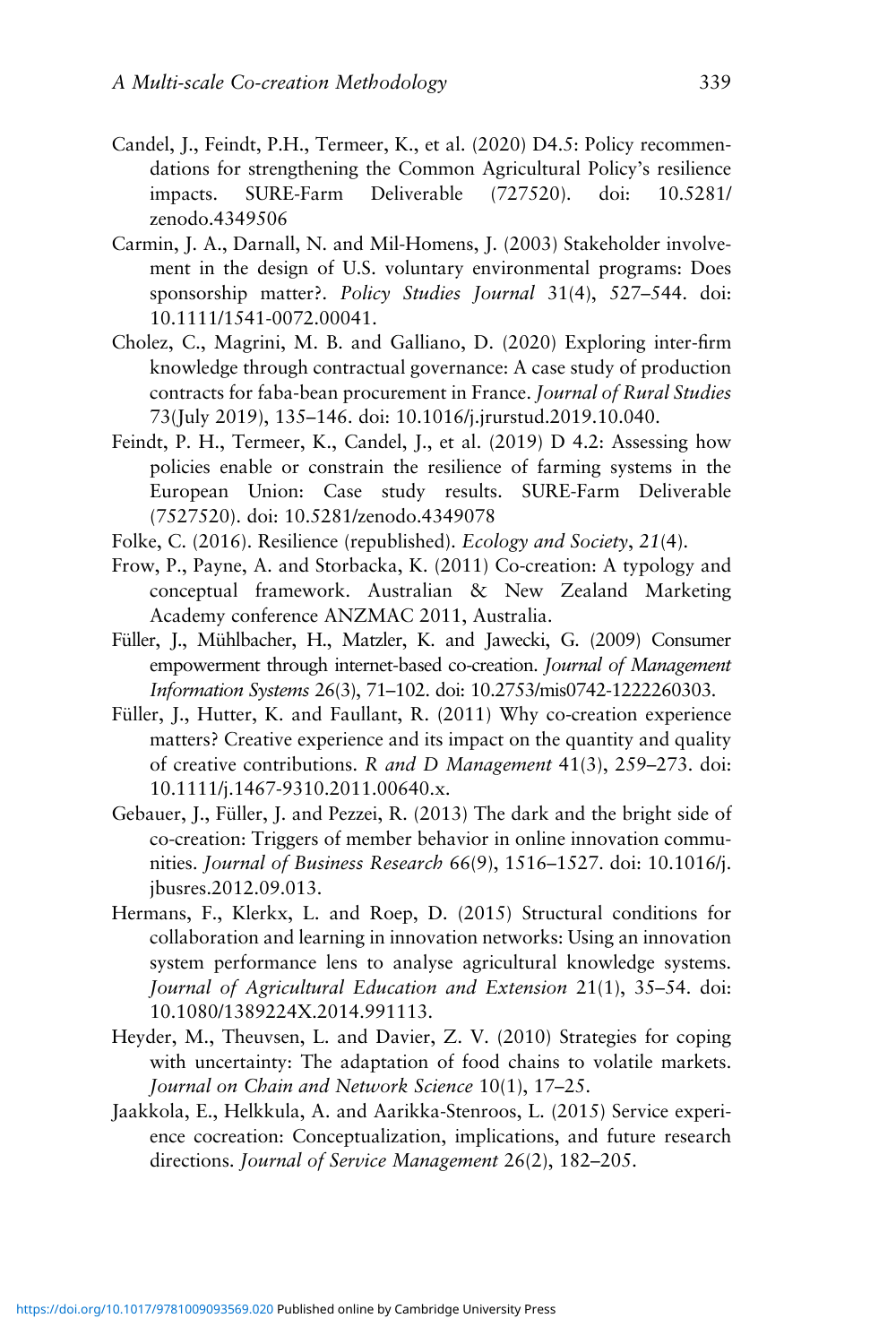Candel, J., Feindt, P.H., Termeer, K., et al. (2020) D4.5: Policy recommendations for strengthening the Common Agricultural Policy's resilience impacts. SURE-Farm Deliverable (727520). doi: 10.5281/zenodo.4349506

Carmin, J. A., Darnall, N. and Mil-Homens, J. (2003) Stakeholder involvement in the design of U.S. voluntary environmental programs: Does sponsorship matter?. *Policy Studies Journal* 31(4), 527–544. doi: 10.1111/1541-0072.00041.

Cholez, C., Magrini, M. B. and Galliano, D. (2020) Exploring inter-firm knowledge through contractual governance: A case study of production contracts for faba-bean procurement in France. *Journal of Rural Studies* 73(July 2019), 135–146. doi: 10.1016/j.jrurstud.2019.10.040.

Feindt, P. H., Termeer, K., Candel, J., et al. (2019) D 4.2: Assessing how policies enable or constrain the resilience of farming systems in the European Union: Case study results. SURE-Farm Deliverable (7527520). doi: 10.5281/zenodo.4349078

Folke, C. (2016). Resilience (republished). *Ecology and Society*, *21*(4).

Frow, P., Payne, A. and Storbacka, K. (2011) Co-creation: A typology and conceptual framework. Australian & New Zealand Marketing Academy conference ANZMAC 2011, Australia.

Füller, J., Mühlbacher, H., Matzler, K. and Jawecki, G. (2009) Consumer empowerment through internet-based co-creation. *Journal of Management Information Systems* 26(3), 71–102. doi: 10.2753/mis0742-1222260303.

Füller, J., Hutter, K. and Faullant, R. (2011) Why co-creation experience matters? Creative experience and its impact on the quantity and quality of creative contributions. *R and D Management* 41(3), 259–273. doi: 10.1111/j.1467-9310.2011.00640.x.

Gebauer, J., Füller, J. and Pezzei, R. (2013) The dark and the bright side of co-creation: Triggers of member behavior in online innovation communities. *Journal of Business Research* 66(9), 1516–1527. doi: 10.1016/j.jbusres.2012.09.013.

Hermans, F., Klerkx, L. and Roep, D. (2015) Structural conditions for collaboration and learning in innovation networks: Using an innovation system performance lens to analyse agricultural knowledge systems. *Journal of Agricultural Education and Extension* 21(1), 35–54. doi: 10.1080/1389224X.2014.991113.

Heyder, M., Theuvsen, L. and Davier, Z. V. (2010) Strategies for coping with uncertainty: The adaptation of food chains to volatile markets. *Journal on Chain and Network Science* 10(1), 17–25.

Jaakkola, E., Helkkula, A. and Aarikka-Stenroos, L. (2015) Service experience cocreation: Conceptualization, implications, and future research directions. *Journal of Service Management* 26(2), 182–205.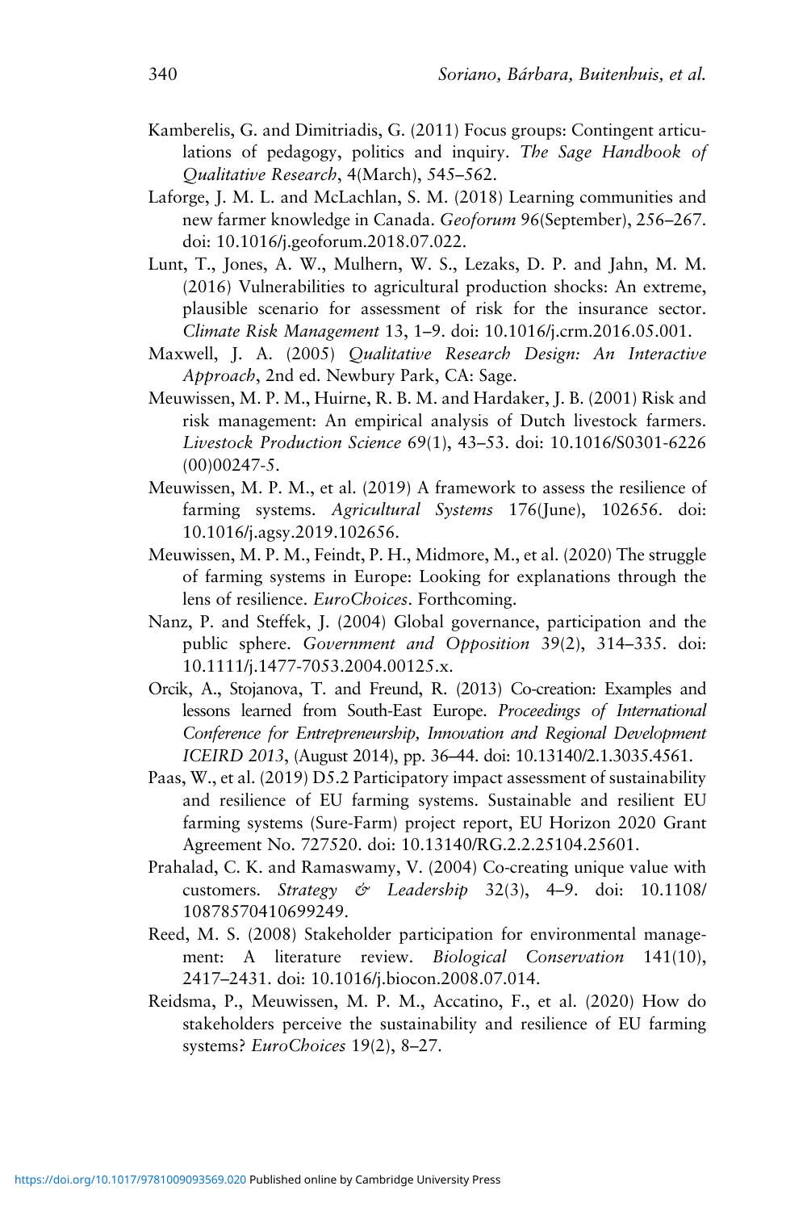Kamberelis, G. and Dimitriadis, G. (2011) Focus groups: Contingent articulations of pedagogy, politics and inquiry. *The Sage Handbook of Qualitative Research*, 4(March), 545–562.

Laforge, J. M. L. and McLachlan, S. M. (2018) Learning communities and new farmer knowledge in Canada. *Geoforum* 96(September), 256–267. doi: 10.1016/j.geoforum.2018.07.022.

Lunt, T., Jones, A. W., Mulhern, W. S., Lezaks, D. P. and Jahn, M. M. (2016) Vulnerabilities to agricultural production shocks: An extreme, plausible scenario for assessment of risk for the insurance sector. *Climate Risk Management* 13, 1–9. doi: 10.1016/j.crm.2016.05.001.

Maxwell, J. A. (2005) *Qualitative Research Design: An Interactive Approach*, 2nd ed. Newbury Park, CA: Sage.

Meuwissen, M. P. M., Huirne, R. B. M. and Hardaker, J. B. (2001) Risk and risk management: An empirical analysis of Dutch livestock farmers. *Livestock Production Science* 69(1), 43–53. doi: 10.1016/S0301-6226(00)00247-5.

Meuwissen, M. P. M., et al. (2019) A framework to assess the resilience of farming systems. *Agricultural Systems* 176(June), 102656. doi: 10.1016/j.agsy.2019.102656.

Meuwissen, M. P. M., Feindt, P. H., Midmore, M., et al. (2020) The struggle of farming systems in Europe: Looking for explanations through the lens of resilience. *EuroChoices*. Forthcoming.

Nanz, P. and Steffek, J. (2004) Global governance, participation and the public sphere. *Government and Opposition* 39(2), 314–335. doi: 10.1111/j.1477-7053.2004.00125.x.

Orcik, A., Stojanova, T. and Freund, R. (2013) Co-creation: Examples and lessons learned from South-East Europe. *Proceedings of International Conference for Entrepreneurship, Innovation and Regional Development ICEIRD 2013*, (August 2014), pp. 36–44. doi: 10.13140/2.1.3035.4561.

Paas, W., et al. (2019) D5.2 Participatory impact assessment of sustainability and resilience of EU farming systems. Sustainable and resilient EU farming systems (Sure-Farm) project report, EU Horizon 2020 Grant Agreement No. 727520. doi: 10.13140/RG.2.2.25104.25601.

Prahalad, C. K. and Ramaswamy, V. (2004) Co-creating unique value with customers. *Strategy & Leadership* 32(3), 4–9. doi: 10.1108/10878570410699249.

Reed, M. S. (2008) Stakeholder participation for environmental management: A literature review. *Biological Conservation* 141(10), 2417–2431. doi: 10.1016/j.biocon.2008.07.014.

Reidsma, P., Meuwissen, M. P. M., Accatino, F., et al. (2020) How do stakeholders perceive the sustainability and resilience of EU farming systems? *EuroChoices* 19(2), 8–27.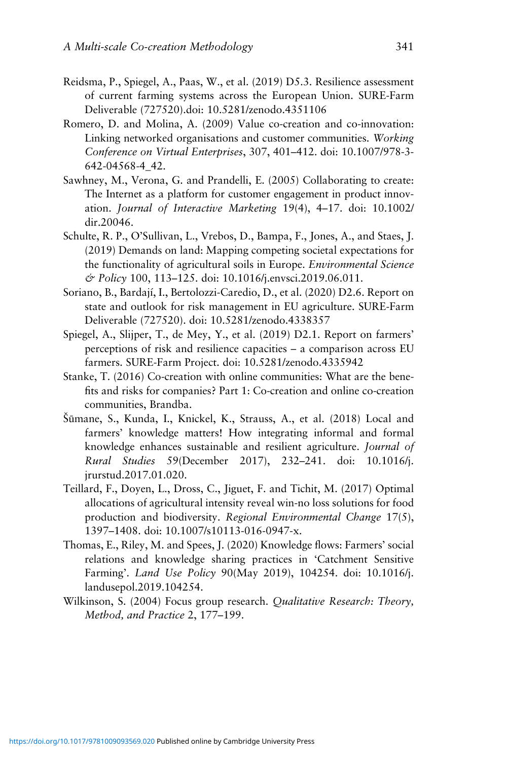Reidsma, P., Spiegel, A., Paas, W., et al. (2019) D5.3. Resilience assessment of current farming systems across the European Union. SURE-Farm Deliverable (727520).doi: 10.5281/zenodo.4351106

Romero, D. and Molina, A. (2009) Value co-creation and co-innovation: Linking networked organisations and customer communities. *Working Conference on Virtual Enterprises*, 307, 401–412. doi: 10.1007/978-3-642-04568-4_42.

Sawhney, M., Verona, G. and Prandelli, E. (2005) Collaborating to create: The Internet as a platform for customer engagement in product innovation. *Journal of Interactive Marketing* 19(4), 4–17. doi: 10.1002/dir.20046.

Schulte, R. P., O'Sullivan, L., Vrebos, D., Bampa, F., Jones, A., and Staes, J. (2019) Demands on land: Mapping competing societal expectations for the functionality of agricultural soils in Europe. *Environmental Science & Policy* 100, 113–125. doi: 10.1016/j.envsci.2019.06.011.

Soriano, B., Bardají, I., Bertolozzi-Caredio, D., et al. (2020) D2.6. Report on state and outlook for risk management in EU agriculture. SURE-Farm Deliverable (727520). doi: 10.5281/zenodo.4338357

Spiegel, A., Slijper, T., de Mey, Y., et al. (2019) D2.1. Report on farmers' perceptions of risk and resilience capacities – a comparison across EU farmers. SURE-Farm Project. doi: 10.5281/zenodo.4335942

Stanke, T. (2016) Co-creation with online communities: What are the benefits and risks for companies? Part 1: Co-creation and online co-creation communities, Brandba.

Šūmane, S., Kunda, I., Knickel, K., Strauss, A., et al. (2018) Local and farmers' knowledge matters! How integrating informal and formal knowledge enhances sustainable and resilient agriculture. *Journal of Rural Studies* 59(December 2017), 232–241. doi: 10.1016/j.jrurstud.2017.01.020.

Teillard, F., Doyen, L., Dross, C., Jiguet, F. and Tichit, M. (2017) Optimal allocations of agricultural intensity reveal win-no loss solutions for food production and biodiversity. *Regional Environmental Change* 17(5), 1397–1408. doi: 10.1007/s10113-016-0947-x.

Thomas, E., Riley, M. and Spees, J. (2020) Knowledge flows: Farmers' social relations and knowledge sharing practices in 'Catchment Sensitive Farming'. *Land Use Policy* 90(May 2019), 104254. doi: 10.1016/j.landusepol.2019.104254.

Wilkinson, S. (2004) Focus group research. *Qualitative Research: Theory, Method, and Practice* 2, 177–199.